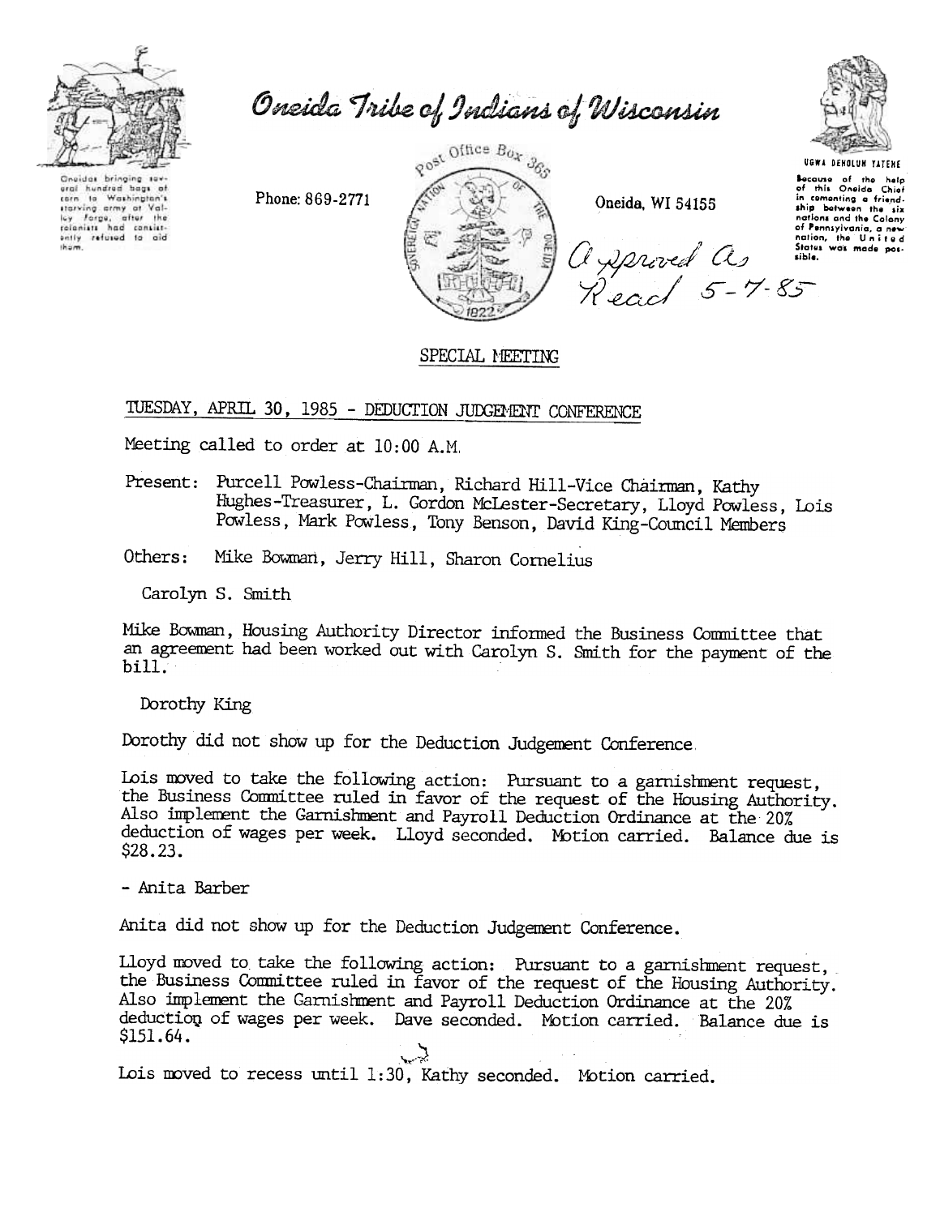# Oneida Tribe of Indians of Wisconsin

Oneidas bringing several hundred bags of corn to Washington's starving army at Valley Forge, after the colonists had consistently refused to aid them.

Phone: 869-2771

Post Office Box 365

Oneida, WI 54155

UGWA DEHOLUH YATEHE

Because of the help of this Oneida Chief in cementing a friendship between the six nations and the Colony of Pennsylvania, a new nation, the United States was made possible.

*Approved as Read 5-7-85*

## SPECIAL MEETING

TUESDAY, APRIL 30, 1985 - DEDUCTION JUDGEMENT CONFERENCE

Meeting called to order at 10:00 A.M.

Present: Purcell Powless-Chairman, Richard Hill-Vice Chairman, Kathy Hughes-Treasurer, L. Gordon McLester-Secretary, Lloyd Powless, Lois Powless, Mark Powless, Tony Benson, David King-Council Members

Others: Mike Bowman, Jerry Hill, Sharon Cornelius

Carolyn S. Smith

Mike Bowman, Housing Authority Director informed the Business Committee that an agreement had been worked out with Carolyn S. Smith for the payment of the bill.

Dorothy King

Dorothy did not show up for the Deduction Judgement Conference.

Lois moved to take the following action: Pursuant to a garnishment request, the Business Committee ruled in favor of the request of the Housing Authority. Also implement the Garnishment and Payroll Deduction Ordinance at the 20% deduction of wages per week. Lloyd seconded. Motion carried. Balance due is $28.23.

- Anita Barber

Anita did not show up for the Deduction Judgement Conference.

Lloyd moved to take the following action: Pursuant to a garnishment request, the Business Committee ruled in favor of the request of the Housing Authority. Also implement the Garnishment and Payroll Deduction Ordinance at the 20% deduction of wages per week. Dave seconded. Motion carried. Balance due is $151.64.

Lois moved to recess until 1:30, Kathy seconded. Motion carried.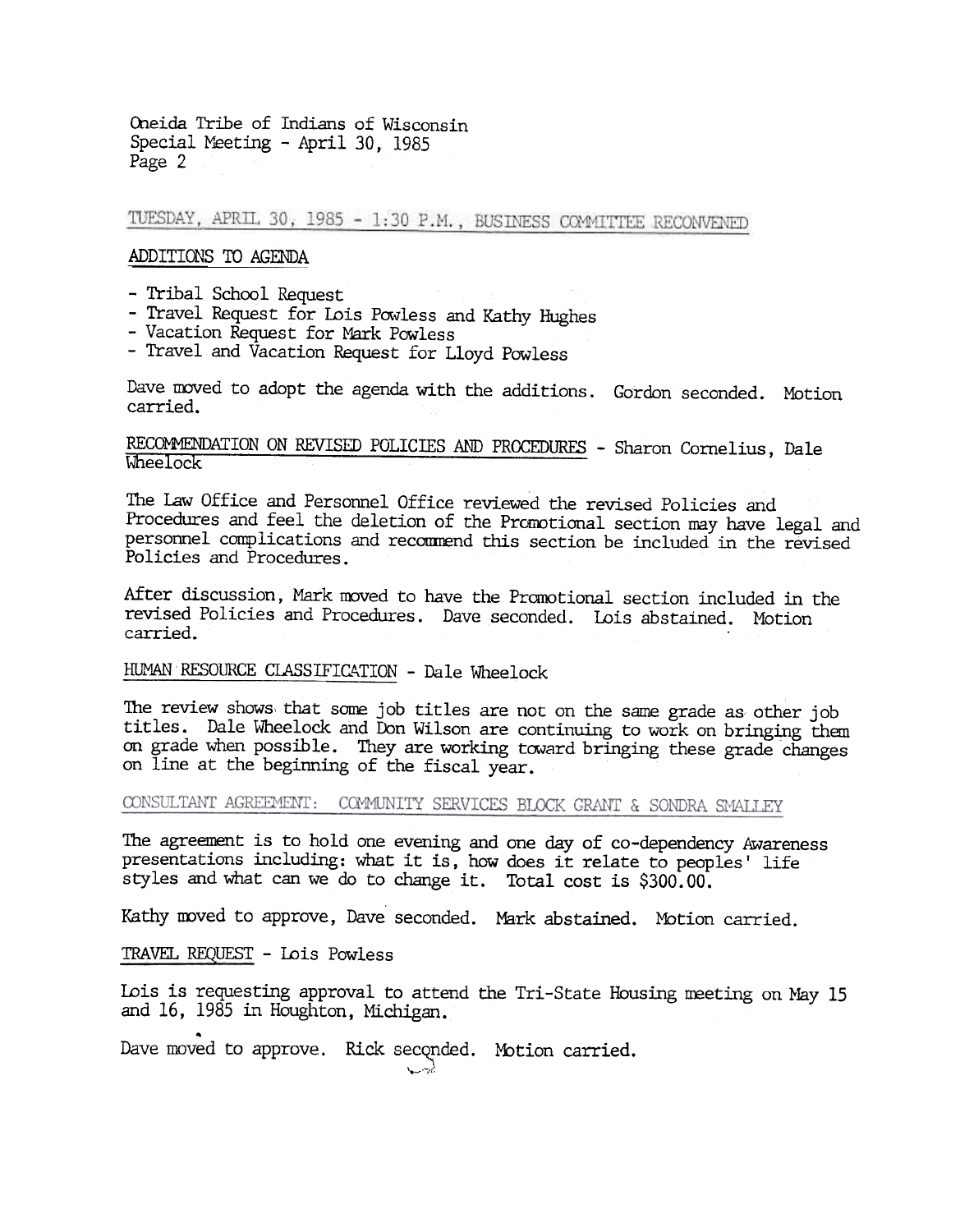Oneida Tribe of Indians of Wisconsin
Special Meeting - April 30, 1985
Page 2

## TUESDAY, APRIL 30, 1985 - 1:30 P.M., BUSINESS COMMITTEE RECONVENED

### ADDITIONS TO AGENDA

- Tribal School Request
- Travel Request for Lois Powless and Kathy Hughes
- Vacation Request for Mark Powless
- Travel and Vacation Request for Lloyd Powless

Dave moved to adopt the agenda with the additions. Gordon seconded. Motion carried.

### RECOMMENDATION ON REVISED POLICIES AND PROCEDURES - Sharon Cornelius, Dale Wheelock

The Law Office and Personnel Office reviewed the revised Policies and Procedures and feel the deletion of the Promotional section may have legal and personnel complications and recommend this section be included in the revised Policies and Procedures.

After discussion, Mark moved to have the Promotional section included in the revised Policies and Procedures. Dave seconded. Lois abstained. Motion carried.

### HUMAN RESOURCE CLASSIFICATION - Dale Wheelock

The review shows that some job titles are not on the same grade as other job titles. Dale Wheelock and Don Wilson are continuing to work on bringing them on grade when possible. They are working toward bringing these grade changes on line at the beginning of the fiscal year.

### CONSULTANT AGREEMENT: COMMUNITY SERVICES BLOCK GRANT & SONDRA SMALLEY

The agreement is to hold one evening and one day of co-dependency Awareness presentations including: what it is, how does it relate to peoples' life styles and what can we do to change it. Total cost is $300.00.

Kathy moved to approve, Dave seconded. Mark abstained. Motion carried.

### TRAVEL REQUEST - Lois Powless

Lois is requesting approval to attend the Tri-State Housing meeting on May 15 and 16, 1985 in Houghton, Michigan.

Dave moved to approve. Rick seconded. Motion carried.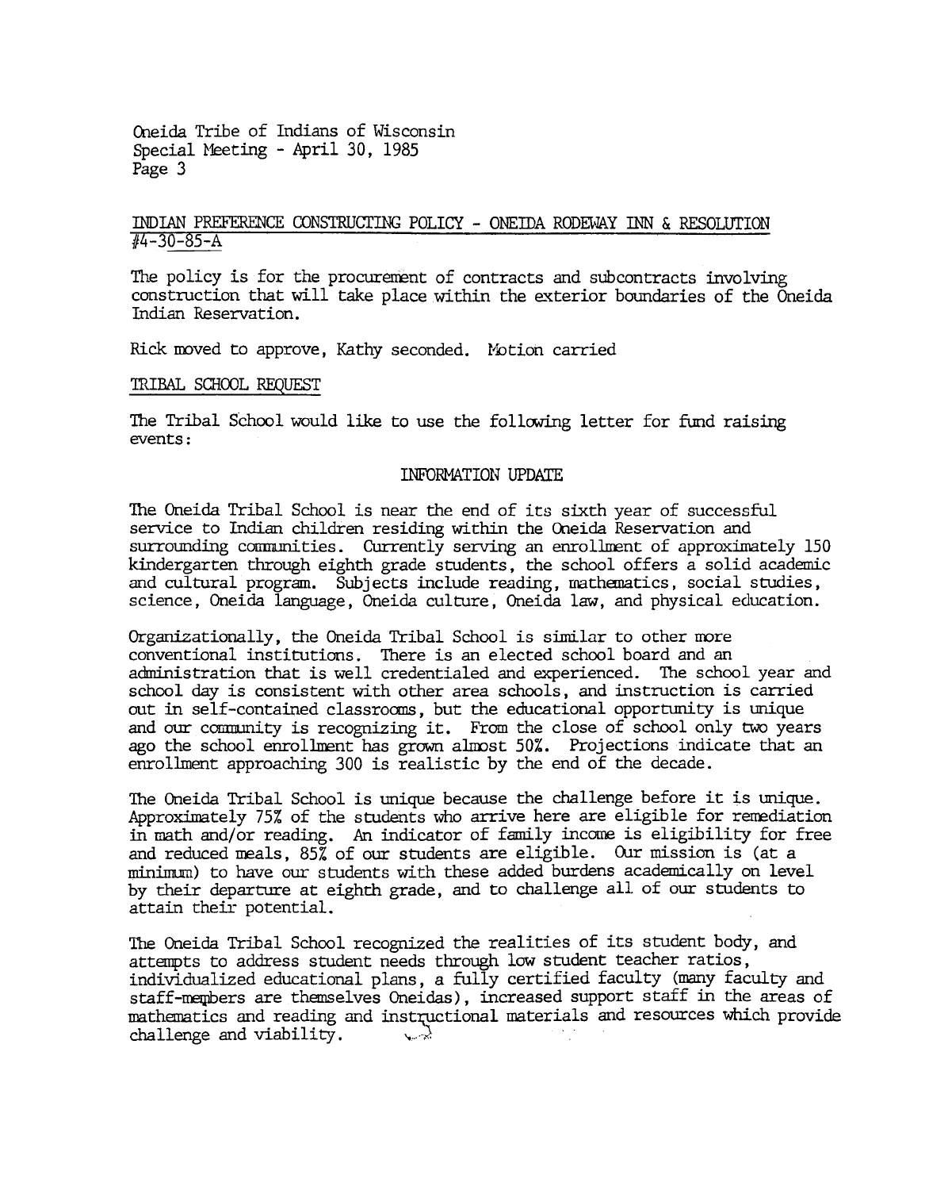Oneida Tribe of Indians of Wisconsin
Special Meeting - April 30, 1985
Page 3

## INDIAN PREFERENCE CONSTRUCTING POLICY - ONEIDA RODEWAY INN & RESOLUTION #4-30-85-A

The policy is for the procurement of contracts and subcontracts involving construction that will take place within the exterior boundaries of the Oneida Indian Reservation.

Rick moved to approve, Kathy seconded. Motion carried

## TRIBAL SCHOOL REQUEST

The Tribal School would like to use the following letter for fund raising events:

### INFORMATION UPDATE

The Oneida Tribal School is near the end of its sixth year of successful service to Indian children residing within the Oneida Reservation and surrounding communities. Currently serving an enrollment of approximately 150 kindergarten through eighth grade students, the school offers a solid academic and cultural program. Subjects include reading, mathematics, social studies, science, Oneida language, Oneida culture, Oneida law, and physical education.

Organizationally, the Oneida Tribal School is similar to other more conventional institutions. There is an elected school board and an administration that is well credentialed and experienced. The school year and school day is consistent with other area schools, and instruction is carried out in self-contained classrooms, but the educational opportunity is unique and our community is recognizing it. From the close of school only two years ago the school enrollment has grown almost 50%. Projections indicate that an enrollment approaching 300 is realistic by the end of the decade.

The Oneida Tribal School is unique because the challenge before it is unique. Approximately 75% of the students who arrive here are eligible for remediation in math and/or reading. An indicator of family income is eligibility for free and reduced meals, 85% of our students are eligible. Our mission is (at a minimum) to have our students with these added burdens academically on level by their departure at eighth grade, and to challenge all of our students to attain their potential.

The Oneida Tribal School recognized the realities of its student body, and attempts to address student needs through low student teacher ratios, individualized educational plans, a fully certified faculty (many faculty and staff-members are themselves Oneidas), increased support staff in the areas of mathematics and reading and instructional materials and resources which provide challenge and viability.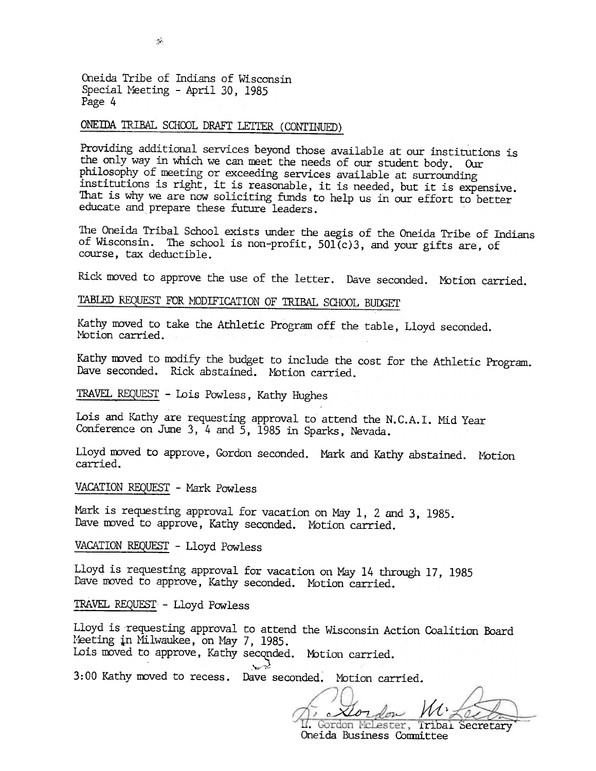ONEIDA TRIBAL SCHOOL DRAFT LETTER (CONTINUED)

Providing additional services beyond those available at our institutions is the only way in which we can meet the needs of our student body. Our philosophy of meeting or exceeding services available at surrounding institutions is right, it is reasonable, it is needed, but it is expensive. That is why we are now soliciting funds to help us in our effort to better educate and prepare these future leaders.

The Oneida Tribal School exists under the aegis of the Oneida Tribe of Indians of Wisconsin. The school is non-profit, 501(c)3, and your gifts are, of course, tax deductible.

Rick moved to approve the use of the letter. Dave seconded. Motion carried.

TABLED REQUEST FOR MODIFICATION OF TRIBAL SCHOOL BUDGET

Kathy moved to take the Athletic Program off the table, Lloyd seconded. Motion carried.

Kathy moved to modify the budget to include the cost for the Athletic Program. Dave seconded. Rick abstained. Motion carried.

TRAVEL REQUEST - Lois Powless, Kathy Hughes

Lois and Kathy are requesting approval to attend the N.C.A.I. Mid Year Conference on June 3, 4 and 5, 1985 in Sparks, Nevada.

Lloyd moved to approve, Gordon seconded. Mark and Kathy abstained. Motion carried.

VACATION REQUEST - Mark Powless

Mark is requesting approval for vacation on May 1, 2 and 3, 1985.
Dave moved to approve, Kathy seconded. Motion carried.

VACATION REQUEST - Lloyd Powless

Lloyd is requesting approval for vacation on May 14 through 17, 1985
Dave moved to approve, Kathy seconded. Motion carried.

TRAVEL REQUEST - Lloyd Powless

Lloyd is requesting approval to attend the Wisconsin Action Coalition Board Meeting in Milwaukee, on May 7, 1985.
Lois moved to approve, Kathy seconded. Motion carried.

3:00 Kathy moved to recess. Dave seconded. Motion carried.

L. Gordon McLester, Tribal Secretary
Oneida Business Committee